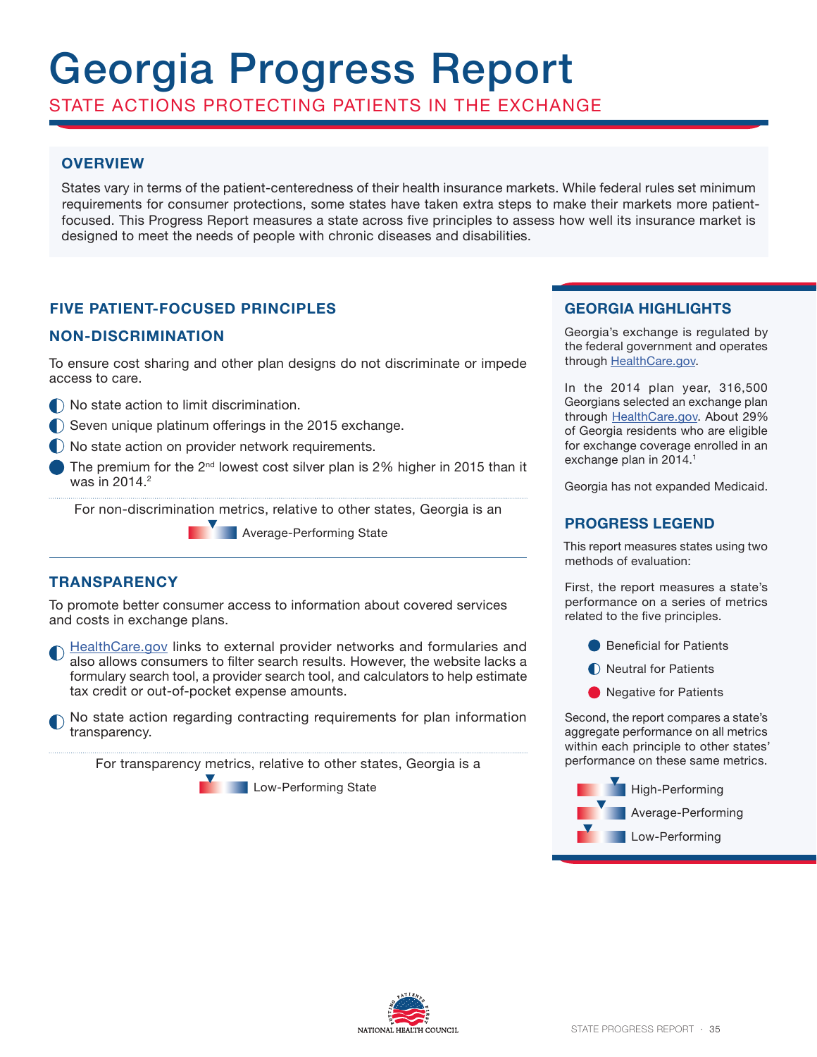# Georgia Progress Report

## STATE ACTIONS PROTECTING PATIENTS IN THE EXCHANGE

### OVERVIEW

States vary in terms of the patient-centeredness of their health insurance markets. While federal rules set minimum requirements for consumer protections, some states have taken extra steps to make their markets more patient-focused. This Progress Report measures a state across five principles to assess how well its insurance market is designed to meet the needs of people with chronic diseases and disabilities.

## FIVE PATIENT-FOCUSED PRINCIPLES

### NON-DISCRIMINATION

To ensure cost sharing and other plan designs do not discriminate or impede access to care.

- ◐ No state action to limit discrimination.
- ◐ Seven unique platinum offerings in the 2015 exchange.
- ◐ No state action on provider network requirements.
- ● The premium for the 2nd lowest cost silver plan is 2% higher in 2015 than it was in 2014.[2]

For non-discrimination metrics, relative to other states, Georgia is an

Average-Performing State

### TRANSPARENCY

To promote better consumer access to information about covered services and costs in exchange plans.

- ◐ HealthCare.gov links to external provider networks and formularies and also allows consumers to filter search results. However, the website lacks a formulary search tool, a provider search tool, and calculators to help estimate tax credit or out-of-pocket expense amounts.
- ◐ No state action regarding contracting requirements for plan information transparency.

For transparency metrics, relative to other states, Georgia is a

Low-Performing State

### GEORGIA HIGHLIGHTS

Georgia's exchange is regulated by the federal government and operates through HealthCare.gov.

In the 2014 plan year, 316,500 Georgians selected an exchange plan through HealthCare.gov. About 29% of Georgia residents who are eligible for exchange coverage enrolled in an exchange plan in 2014.[1]

Georgia has not expanded Medicaid.

### PROGRESS LEGEND

This report measures states using two methods of evaluation:

First, the report measures a state's performance on a series of metrics related to the five principles.

- ● Beneficial for Patients
- ◐ Neutral for Patients
- ● Negative for Patients

Second, the report compares a state's aggregate performance on all metrics within each principle to other states' performance on these same metrics.

- High-Performing
- Average-Performing
- Low-Performing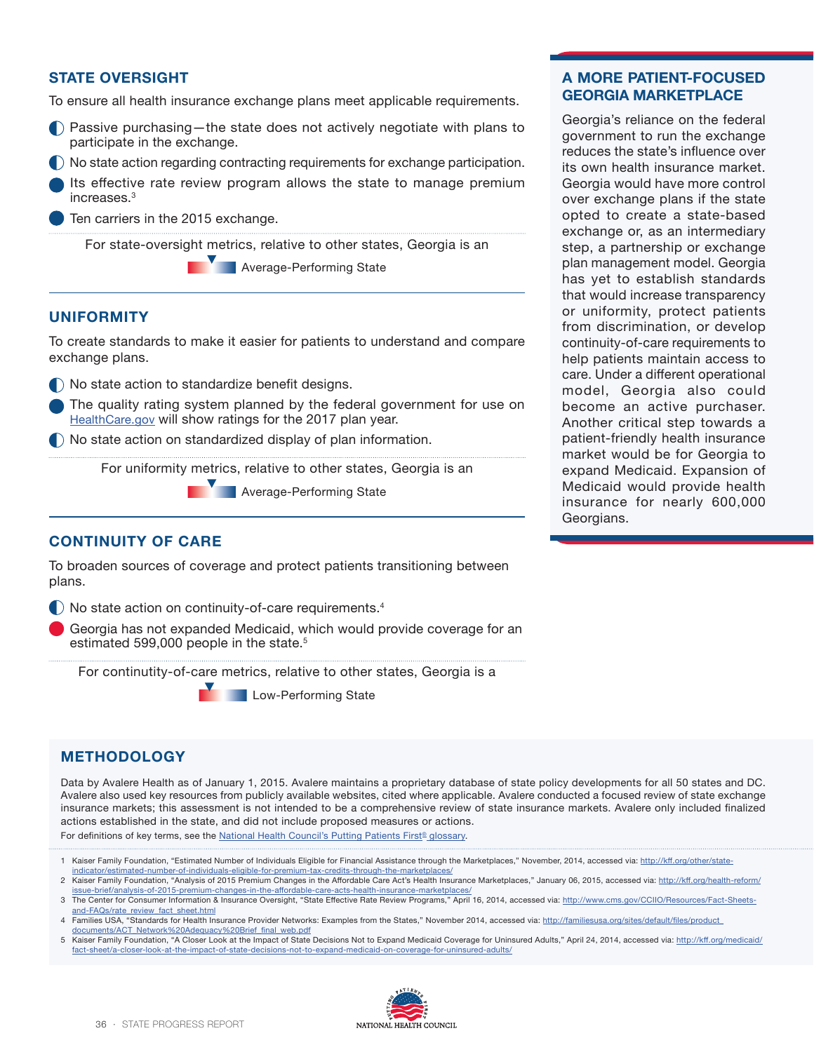## STATE OVERSIGHT

To ensure all health insurance exchange plans meet applicable requirements.

- Passive purchasing—the state does not actively negotiate with plans to participate in the exchange.
- No state action regarding contracting requirements for exchange participation.
- Its effective rate review program allows the state to manage premium increases.[3]
- Ten carriers in the 2015 exchange.

For state-oversight metrics, relative to other states, Georgia is an

Average-Performing State

## UNIFORMITY

To create standards to make it easier for patients to understand and compare exchange plans.

- No state action to standardize benefit designs.
- The quality rating system planned by the federal government for use on HealthCare.gov will show ratings for the 2017 plan year.
- No state action on standardized display of plan information.

For uniformity metrics, relative to other states, Georgia is an

Average-Performing State

## CONTINUITY OF CARE

To broaden sources of coverage and protect patients transitioning between plans.

- No state action on continuity-of-care requirements.[4]
- Georgia has not expanded Medicaid, which would provide coverage for an estimated 599,000 people in the state.[5]

For continuity-of-care metrics, relative to other states, Georgia is a

Low-Performing State

## A MORE PATIENT-FOCUSED GEORGIA MARKETPLACE

Georgia's reliance on the federal government to run the exchange reduces the state's influence over its own health insurance market. Georgia would have more control over exchange plans if the state opted to create a state-based exchange or, as an intermediary step, a partnership or exchange plan management model. Georgia has yet to establish standards that would increase transparency or uniformity, protect patients from discrimination, or develop continuity-of-care requirements to help patients maintain access to care. Under a different operational model, Georgia also could become an active purchaser. Another critical step towards a patient-friendly health insurance market would be for Georgia to expand Medicaid. Expansion of Medicaid would provide health insurance for nearly 600,000 Georgians.

## METHODOLOGY

Data by Avalere Health as of January 1, 2015. Avalere maintains a proprietary database of state policy developments for all 50 states and DC. Avalere also used key resources from publicly available websites, cited where applicable. Avalere conducted a focused review of state exchange insurance markets; this assessment is not intended to be a comprehensive review of state insurance markets. Avalere only included finalized actions established in the state, and did not include proposed measures or actions.

For definitions of key terms, see the National Health Council's Putting Patients First® glossary.

1 Kaiser Family Foundation, "Estimated Number of Individuals Eligible for Financial Assistance through the Marketplaces," November, 2014, accessed via: http://kff.org/other/state-indicator/estimated-number-of-individuals-eligible-for-premium-tax-credits-through-the-marketplaces/

2 Kaiser Family Foundation, "Analysis of 2015 Premium Changes in the Affordable Care Act's Health Insurance Marketplaces," January 06, 2015, accessed via: http://kff.org/health-reform/issue-brief/analysis-of-2015-premium-changes-in-the-affordable-care-acts-health-insurance-marketplaces/

3 The Center for Consumer Information & Insurance Oversight, "State Effective Rate Review Programs," April 16, 2014, accessed via: http://www.cms.gov/CCIIO/Resources/Fact-Sheets-and-FAQs/rate_review_fact_sheet.html

4 Families USA, "Standards for Health Insurance Provider Networks: Examples from the States," November 2014, accessed via: http://familiesusa.org/sites/default/files/product_documents/ACT_Network%20Adequacy%20Brief_final_web.pdf

5 Kaiser Family Foundation, "A Closer Look at the Impact of State Decisions Not to Expand Medicaid Coverage for Uninsured Adults," April 24, 2014, accessed via: http://kff.org/medicaid/fact-sheet/a-closer-look-at-the-impact-of-state-decisions-not-to-expand-medicaid-coverage-for-uninsured-adults/

NATIONAL HEALTH COUNCIL